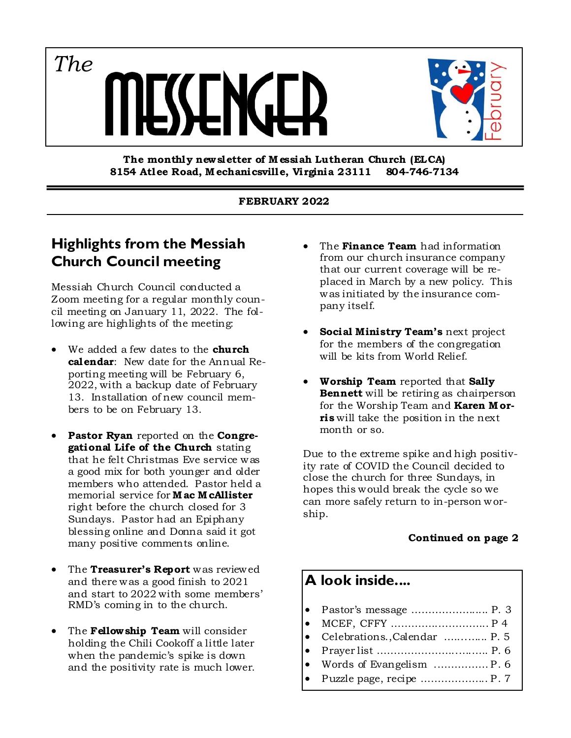# The MESSENGER

February

**The monthly newsletter of Messiah Lutheran Church (ELCA)**
**8154 Atlee Road, Mechanicsville, Virginia 23111  804-746-7134**

**FEBRUARY 2022**

## Highlights from the Messiah Church Council meeting

Messiah Church Council conducted a Zoom meeting for a regular monthly council meeting on January 11, 2022. The following are highlights of the meeting:

- We added a few dates to the **church calendar**: New date for the Annual Reporting meeting will be February 6, 2022, with a backup date of February 13. Installation of new council members to be on February 13.
- **Pastor Ryan** reported on the **Congregational Life of the Church** stating that he felt Christmas Eve service was a good mix for both younger and older members who attended. Pastor held a memorial service for **Mac McAllister** right before the church closed for 3 Sundays. Pastor had an Epiphany blessing online and Donna said it got many positive comments online.
- The **Treasurer's Report** was reviewed and there was a good finish to 2021 and start to 2022 with some members' RMD's coming in to the church.
- The **Fellowship Team** will consider holding the Chili Cookoff a little later when the pandemic's spike is down and the positivity rate is much lower.
- The **Finance Team** had information from our church insurance company that our current coverage will be replaced in March by a new policy. This was initiated by the insurance company itself.
- **Social Ministry Team's** next project for the members of the congregation will be kits from World Relief.
- **Worship Team** reported that **Sally Bennett** will be retiring as chairperson for the Worship Team and **Karen Morris** will take the position in the next month or so.

Due to the extreme spike and high positivity rate of COVID the Council decided to close the church for three Sundays, in hopes this would break the cycle so we can more safely return to in-person worship.

**Continued on page 2**

## A look inside....

- Pastor's message ........................ P. 3
- MCEF, CFFY ............................. P 4
- Celebrations.,Calendar ............. P. 5
- Prayer list ................................ P. 6
- Words of Evangelism ................ P. 6
- Puzzle page, recipe .................. P. 7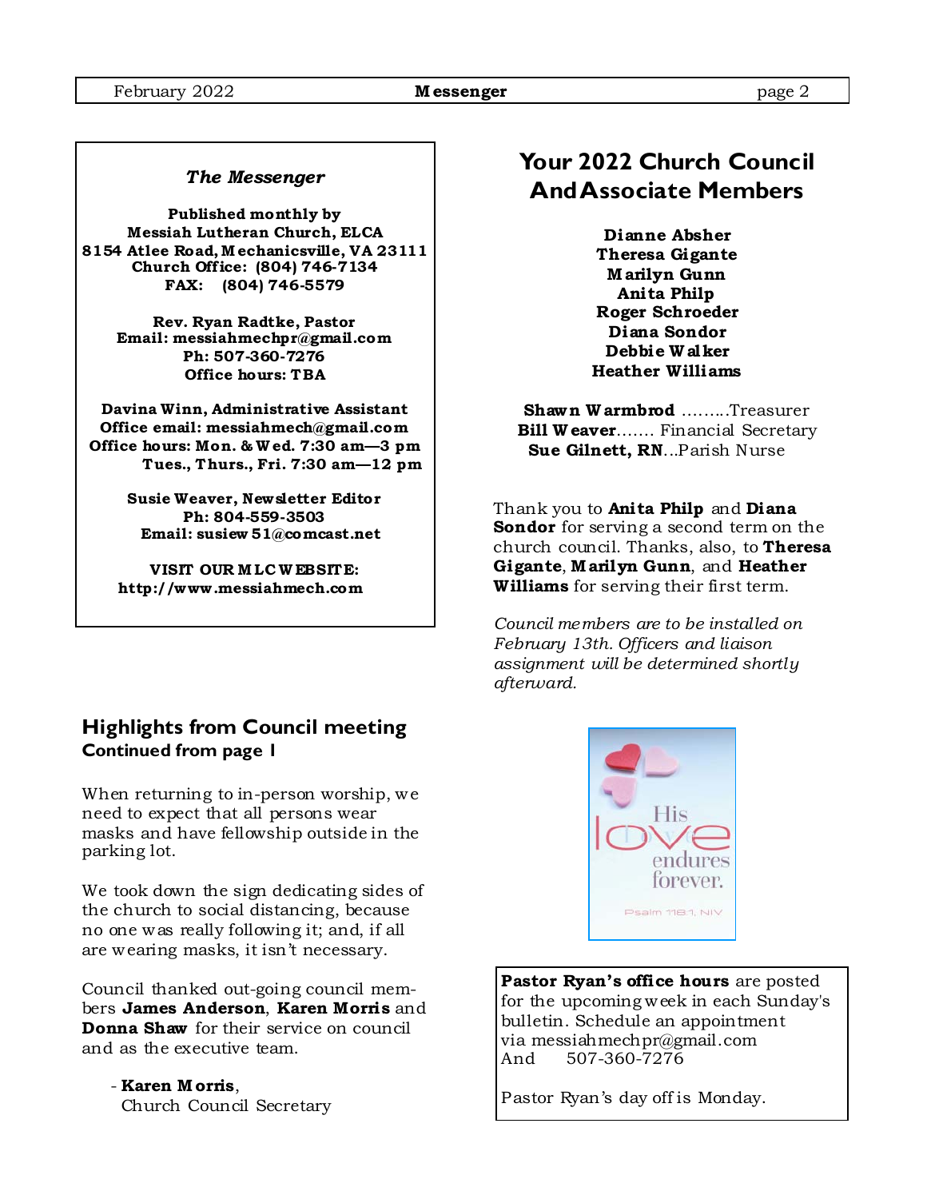### *The Messenger*

**Published monthly by**
**Messiah Lutheran Church, ELCA**
**8154 Atlee Road, Mechanicsville, VA 23111**
**Church Office: (804) 746-7134**
**FAX: (804) 746-5579**

**Rev. Ryan Radtke, Pastor**
**Email: messiahmechpr@gmail.com**
**Ph: 507-360-7276**
**Office hours: TBA**

**Davina Winn, Administrative Assistant**
**Office email: messiahmech@gmail.com**
**Office hours: Mon. & Wed. 7:30 am—3 pm**
**Tues., Thurs., Fri. 7:30 am—12 pm**

**Susie Weaver, Newsletter Editor**
**Ph: 804-559-3503**
**Email: susiew51@comcast.net**

**VISIT OUR MLC WEBSITE:**
**http://www.messiahmech.com**

## Highlights from Council meeting
**Continued from page 1**

When returning to in-person worship, we need to expect that all persons wear masks and have fellowship outside in the parking lot.

We took down the sign dedicating sides of the church to social distancing, because no one was really following it; and, if all are wearing masks, it isn't necessary.

Council thanked out-going council members **James Anderson**, **Karen Morris** and **Donna Shaw** for their service on council and as the executive team.

- **Karen Morris**,
Church Council Secretary

## Your 2022 Church Council And Associate Members

**Dianne Absher**
**Theresa Gigante**
**Marilyn Gunn**
**Anita Philp**
**Roger Schroeder**
**Diana Sondor**
**Debbie Walker**
**Heather Williams**

**Shawn Warmbrod** .........Treasurer
**Bill Weaver**....... Financial Secretary
**Sue Gilnett, RN**...Parish Nurse

Thank you to **Anita Philp** and **Diana Sondor** for serving a second term on the church council. Thanks, also, to **Theresa Gigante**, **Marilyn Gunn**, and **Heather Williams** for serving their first term.

*Council members are to be installed on February 13th. Officers and liaison assignment will be determined shortly afterward.*

His love endures forever.
Psalm 118:1, NIV

**Pastor Ryan's office hours** are posted for the upcoming week in each Sunday's bulletin. Schedule an appointment via messiahmechpr@gmail.com
And 507-360-7276

Pastor Ryan's day off is Monday.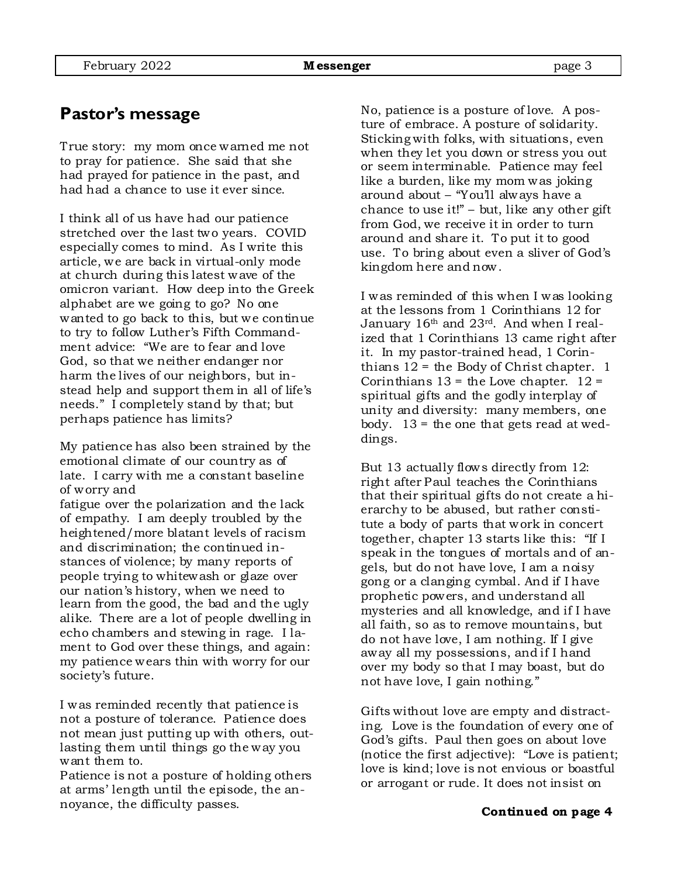## Pastor's message

True story: my mom once warned me not to pray for patience. She said that she had prayed for patience in the past, and had had a chance to use it ever since.

I think all of us have had our patience stretched over the last two years. COVID especially comes to mind. As I write this article, we are back in virtual-only mode at church during this latest wave of the omicron variant. How deep into the Greek alphabet are we going to go? No one wanted to go back to this, but we continue to try to follow Luther's Fifth Commandment advice: "We are to fear and love God, so that we neither endanger nor harm the lives of our neighbors, but instead help and support them in all of life's needs." I completely stand by that; but perhaps patience has limits?

My patience has also been strained by the emotional climate of our country as of late. I carry with me a constant baseline of worry and fatigue over the polarization and the lack of empathy. I am deeply troubled by the heightened/more blatant levels of racism and discrimination; the continued instances of violence; by many reports of people trying to whitewash or glaze over our nation's history, when we need to learn from the good, the bad and the ugly alike. There are a lot of people dwelling in echo chambers and stewing in rage. I lament to God over these things, and again: my patience wears thin with worry for our society's future.

I was reminded recently that patience is not a posture of tolerance. Patience does not mean just putting up with others, outlasting them until things go the way you want them to.

Patience is not a posture of holding others at arms' length until the episode, the annoyance, the difficulty passes.

No, patience is a posture of love. A posture of embrace. A posture of solidarity. Sticking with folks, with situations, even when they let you down or stress you out or seem interminable. Patience may feel like a burden, like my mom was joking around about – "You'll always have a chance to use it!" – but, like any other gift from God, we receive it in order to turn around and share it. To put it to good use. To bring about even a sliver of God's kingdom here and now.

I was reminded of this when I was looking at the lessons from 1 Corinthians 12 for January 16th and 23rd. And when I realized that 1 Corinthians 13 came right after it. In my pastor-trained head, 1 Corinthians 12 = the Body of Christ chapter. 1 Corinthians 13 = the Love chapter. 12 = spiritual gifts and the godly interplay of unity and diversity: many members, one body. 13 = the one that gets read at weddings.

But 13 actually flows directly from 12: right after Paul teaches the Corinthians that their spiritual gifts do not create a hierarchy to be abused, but rather constitute a body of parts that work in concert together, chapter 13 starts like this: "If I speak in the tongues of mortals and of angels, but do not have love, I am a noisy gong or a clanging cymbal. And if I have prophetic powers, and understand all mysteries and all knowledge, and if I have all faith, so as to remove mountains, but do not have love, I am nothing. If I give away all my possessions, and if I hand over my body so that I may boast, but do not have love, I gain nothing."

Gifts without love are empty and distracting. Love is the foundation of every one of God's gifts. Paul then goes on about love (notice the first adjective): "Love is patient; love is kind; love is not envious or boastful or arrogant or rude. It does not insist on

**Continued on page 4**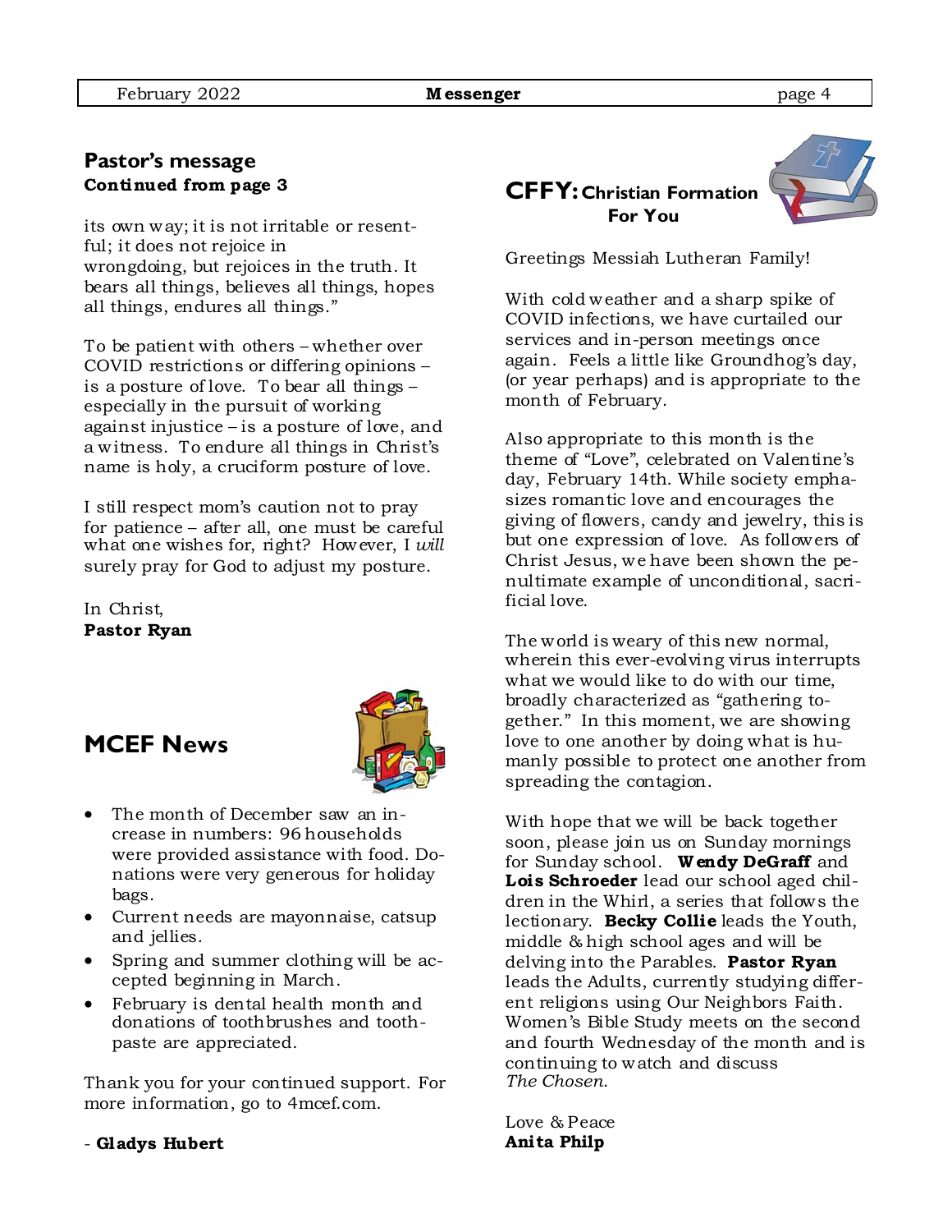## Pastor's message

**Continued from page 3**

its own way; it is not irritable or resentful; it does not rejoice in wrongdoing, but rejoices in the truth. It bears all things, believes all things, hopes all things, endures all things."

To be patient with others – whether over COVID restrictions or differing opinions – is a posture of love. To bear all things – especially in the pursuit of working against injustice – is a posture of love, and a witness. To endure all things in Christ's name is holy, a cruciform posture of love.

I still respect mom's caution not to pray for patience – after all, one must be careful what one wishes for, right? However, I *will* surely pray for God to adjust my posture.

In Christ,
**Pastor Ryan**

## MCEF News

- The month of December saw an increase in numbers: 96 households were provided assistance with food. Donations were very generous for holiday bags.
- Current needs are mayonnaise, catsup and jellies.
- Spring and summer clothing will be accepted beginning in March.
- February is dental health month and donations of toothbrushes and toothpaste are appreciated.

Thank you for your continued support. For more information, go to 4mcef.com.

- **Gladys Hubert**

## CFFY: Christian Formation For You

Greetings Messiah Lutheran Family!

With cold weather and a sharp spike of COVID infections, we have curtailed our services and in-person meetings once again. Feels a little like Groundhog's day, (or year perhaps) and is appropriate to the month of February.

Also appropriate to this month is the theme of "Love", celebrated on Valentine's day, February 14th. While society emphasizes romantic love and encourages the giving of flowers, candy and jewelry, this is but one expression of love. As followers of Christ Jesus, we have been shown the penultimate example of unconditional, sacrificial love.

The world is weary of this new normal, wherein this ever-evolving virus interrupts what we would like to do with our time, broadly characterized as "gathering together." In this moment, we are showing love to one another by doing what is humanly possible to protect one another from spreading the contagion.

With hope that we will be back together soon, please join us on Sunday mornings for Sunday school. **Wendy DeGraff** and **Lois Schroeder** lead our school aged children in the Whirl, a series that follows the lectionary. **Becky Collie** leads the Youth, middle & high school ages and will be delving into the Parables. **Pastor Ryan** leads the Adults, currently studying different religions using Our Neighbors Faith. Women's Bible Study meets on the second and fourth Wednesday of the month and is continuing to watch and discuss *The Chosen*.

Love & Peace
**Anita Philp**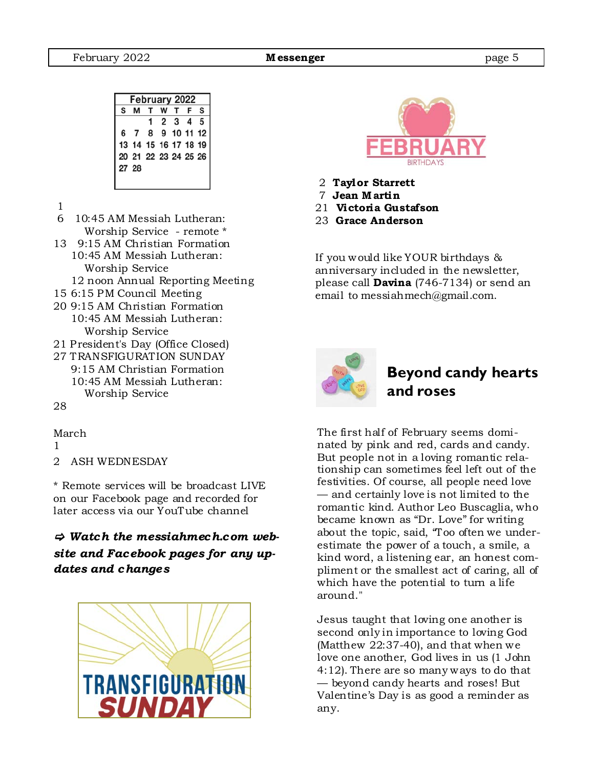| February 2022 | | | | | | |
|---|---|---|---|---|---|---|
| S | M | T | W | T | F | S |
| | | 1 | 2 | 3 | 4 | 5 |
| 6 | 7 | 8 | 9 | 10 | 11 | 12 |
| 13 | 14 | 15 | 16 | 17 | 18 | 19 |
| 20 | 21 | 22 | 23 | 24 | 25 | 26 |
| 27 | 28 | | | | | |

1
6 10:45 AM Messiah Lutheran: Worship Service - remote *
13 9:15 AM Christian Formation
10:45 AM Messiah Lutheran: Worship Service
12 noon Annual Reporting Meeting
15 6:15 PM Council Meeting
20 9:15 AM Christian Formation
10:45 AM Messiah Lutheran: Worship Service
21 President's Day (Office Closed)
27 TRANSFIGURATION SUNDAY
9:15 AM Christian Formation
10:45 AM Messiah Lutheran: Worship Service
28

March
1
2 ASH WEDNESDAY

* Remote services will be broadcast LIVE on our Facebook page and recorded for later access via our YouTube channel

***⇨ Watch the messiahmech.com website and Facebook pages for any updates and changes***

TRANSFIGURATION SUNDAY

FEBRUARY BIRTHDAYS

2 **Taylor Starrett**
7 **Jean Martin**
21 **Victoria Gustafson**
23 **Grace Anderson**

If you would like YOUR birthdays & anniversary included in the newsletter, please call **Davina** (746-7134) or send an email to messiahmech@gmail.com.

## Beyond candy hearts and roses

The first half of February seems dominated by pink and red, cards and candy. But people not in a loving romantic relationship can sometimes feel left out of the festivities. Of course, all people need love — and certainly love is not limited to the romantic kind. Author Leo Buscaglia, who became known as "Dr. Love" for writing about the topic, said, "Too often we underestimate the power of a touch, a smile, a kind word, a listening ear, an honest compliment or the smallest act of caring, all of which have the potential to turn a life around."

Jesus taught that loving one another is second only in importance to loving God (Matthew 22:37-40), and that when we love one another, God lives in us (1 John 4:12). There are so many ways to do that — beyond candy hearts and roses! But Valentine's Day is as good a reminder as any.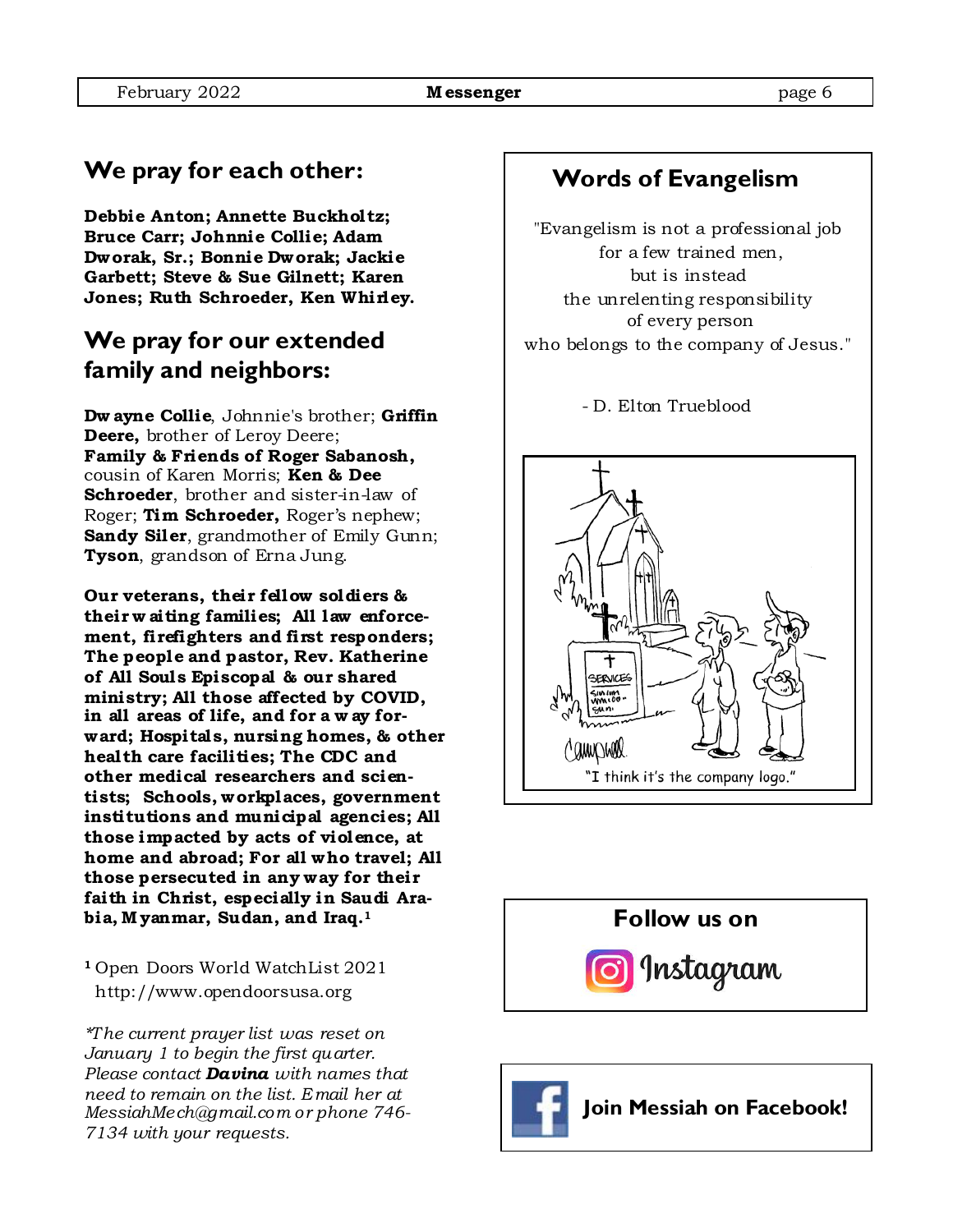## We pray for each other:

**Debbie Anton; Annette Buckholtz; Bruce Carr; Johnnie Collie; Adam Dworak, Sr.; Bonnie Dworak; Jackie Garbett; Steve & Sue Gilnett; Karen Jones; Ruth Schroeder, Ken Whirley.**

## We pray for our extended family and neighbors:

**Dwayne Collie**, Johnnie's brother; **Griffin Deere,** brother of Leroy Deere; **Family & Friends of Roger Sabanosh,** cousin of Karen Morris; **Ken & Dee Schroeder**, brother and sister-in-law of Roger; **Tim Schroeder,** Roger's nephew; **Sandy Siler**, grandmother of Emily Gunn; **Tyson**, grandson of Erna Jung.

**Our veterans, their fellow soldiers & their waiting families; All law enforcement, firefighters and first responders; The people and pastor, Rev. Katherine of All Souls Episcopal & our shared ministry; All those affected by COVID, in all areas of life, and for a way forward; Hospitals, nursing homes, & other health care facilities; The CDC and other medical researchers and scientists; Schools, workplaces, government institutions and municipal agencies; All those impacted by acts of violence, at home and abroad; For all who travel; All those persecuted in any way for their faith in Christ, especially in Saudi Arabia, Myanmar, Sudan, and Iraq.[1]**

[1] Open Doors World WatchList 2021 http://www.opendoorsusa.org

*\*The current prayer list was reset on January 1 to begin the first quarter. Please contact **Davina** with names that need to remain on the list. Email her at MessiahMech@gmail.com or phone 746-7134 with your requests.*

## Words of Evangelism

"Evangelism is not a professional job
for a few trained men,
but is instead
the unrelenting responsibility
of every person
who belongs to the company of Jesus."

- D. Elton Trueblood

"I think it's the company logo."

**Follow us on Instagram**

**Join Messiah on Facebook!**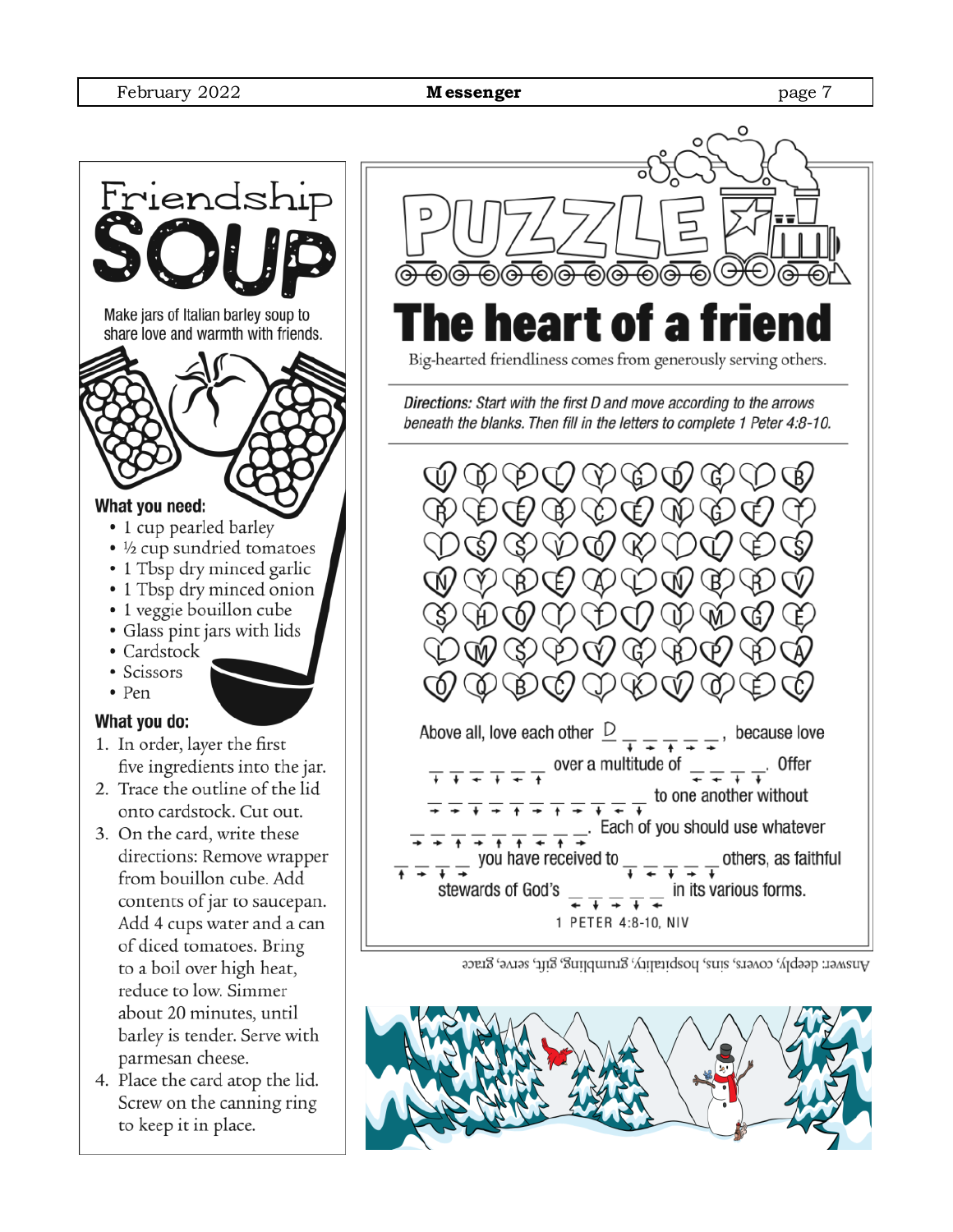# Friendship SOUP

Make jars of Italian barley soup to share love and warmth with friends.

### What you need:

- 1 cup pearled barley
- ½ cup sundried tomatoes
- 1 Tbsp dry minced garlic
- 1 Tbsp dry minced onion
- 1 veggie bouillon cube
- Glass pint jars with lids
- Cardstock
- Scissors
- Pen

### What you do:

1. In order, layer the first five ingredients into the jar.
2. Trace the outline of the lid onto cardstock. Cut out.
3. On the card, write these directions: Remove wrapper from bouillon cube. Add contents of jar to saucepan. Add 4 cups water and a can of diced tomatoes. Bring to a boil over high heat, reduce to low. Simmer about 20 minutes, until barley is tender. Serve with parmesan cheese.
4. Place the card atop the lid. Screw on the canning ring to keep it in place.

# PUZZLE

## The heart of a friend

Big-hearted friendliness comes from generously serving others.

*Directions: Start with the first D and move according to the arrows beneath the blanks. Then fill in the letters to complete 1 Peter 4:8-10.*

| | | | | | | | | | |
|---|---|---|---|---|---|---|---|---|---|
| U | D | P | L | Y | G | D | G | | B |
| R | E | E | B | C | E | N | G | F | T |
| | S | S | V | O | K | | L | E | S |
| N | Y | R | E | A | L | N | B | R | V |
| S | H | O | Y | T | | U | M | G | E |
| L | M | S | P | Y | G | R | P | R | A |
| O | O | B | C | | K | V | O | E | C |

Above all, love each other D _ _ _ _ _, because love
_ _ _ _ _ _ over a multitude of _ _ _ _. Offer
_ _ _ _ _ _ _ _ _ _ _ to one another without
_ _ _ _ _ _ _ _ _. Each of you should use whatever
_ _ _ _ you have received to _ _ _ _ _ others, as faithful
stewards of God's _ _ _ _ _ in its various forms.

1 PETER 4:8-10, NIV

Answer: deeply, covers, sins, hospitality, grumbling, gift, serve, grace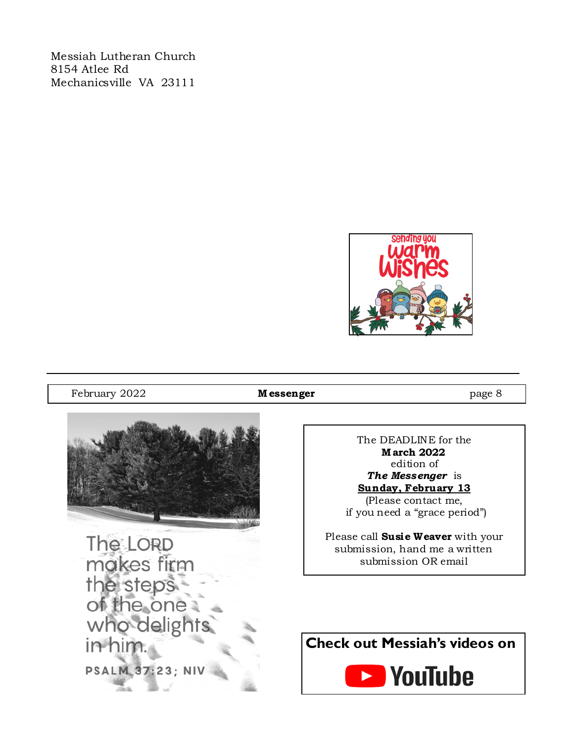Messiah Lutheran Church
8154 Atlee Rd
Mechanicsville VA 23111

Sending you warm wishes

February 2022 **Messenger**

The LORD makes firm the steps of the one who delights in him.

PSALM 37:23; NIV

The DEADLINE for the
**March 2022**
edition of
***The Messenger*** is
**<u>Sunday, February 13</u>**
(Please contact me,
if you need a "grace period")

Please call **Susie Weaver** with your submission, hand me a written submission OR email

**Check out Messiah's videos on**

**YouTube**